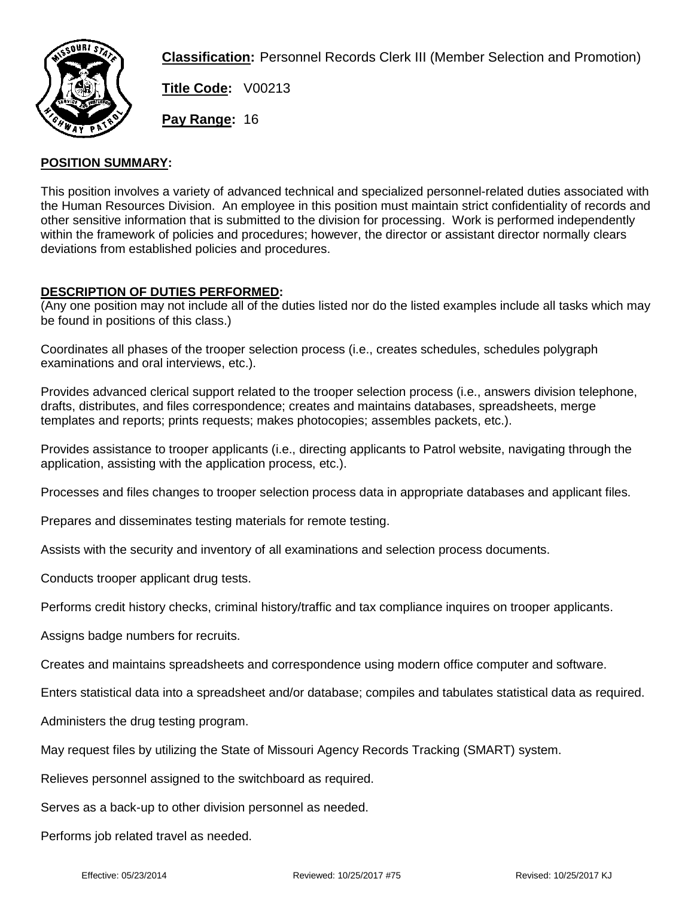**Classification:** Personnel Records Clerk III (Member Selection and Promotion)

**Title Code:** V00213

**Pay Range:** 16

## POSITION SUMMARY:

This position involves a variety of advanced technical and specialized personnel-related duties associated with the Human Resources Division. An employee in this position must maintain strict confidentiality of records and other sensitive information that is submitted to the division for processing. Work is performed independently within the framework of policies and procedures; however, the director or assistant director normally clears deviations from established policies and procedures.

## DESCRIPTION OF DUTIES PERFORMED:

(Any one position may not include all of the duties listed nor do the listed examples include all tasks which may be found in positions of this class.)

Coordinates all phases of the trooper selection process (i.e., creates schedules, schedules polygraph examinations and oral interviews, etc.).

Provides advanced clerical support related to the trooper selection process (i.e., answers division telephone, drafts, distributes, and files correspondence; creates and maintains databases, spreadsheets, merge templates and reports; prints requests; makes photocopies; assembles packets, etc.).

Provides assistance to trooper applicants (i.e., directing applicants to Patrol website, navigating through the application, assisting with the application process, etc.).

Processes and files changes to trooper selection process data in appropriate databases and applicant files.

Prepares and disseminates testing materials for remote testing.

Assists with the security and inventory of all examinations and selection process documents.

Conducts trooper applicant drug tests.

Performs credit history checks, criminal history/traffic and tax compliance inquires on trooper applicants.

Assigns badge numbers for recruits.

Creates and maintains spreadsheets and correspondence using modern office computer and software.

Enters statistical data into a spreadsheet and/or database; compiles and tabulates statistical data as required.

Administers the drug testing program.

May request files by utilizing the State of Missouri Agency Records Tracking (SMART) system.

Relieves personnel assigned to the switchboard as required.

Serves as a back-up to other division personnel as needed.

Performs job related travel as needed.

Effective: 05/23/2014 Reviewed: 10/25/2017 #75 Revised: 10/25/2017 KJ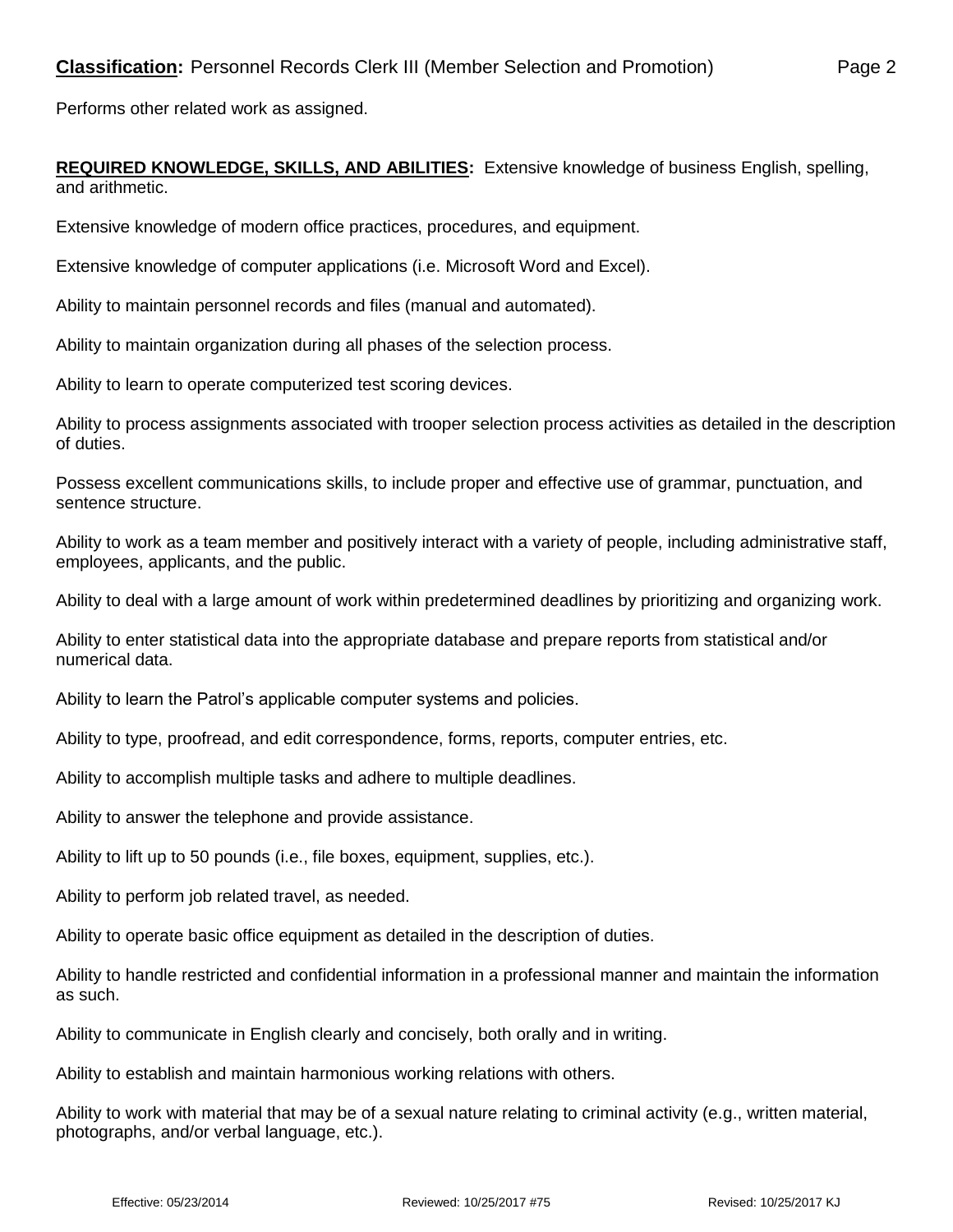Performs other related work as assigned.

**REQUIRED KNOWLEDGE, SKILLS, AND ABILITIES:** Extensive knowledge of business English, spelling, and arithmetic.

Extensive knowledge of modern office practices, procedures, and equipment.

Extensive knowledge of computer applications (i.e. Microsoft Word and Excel).

Ability to maintain personnel records and files (manual and automated).

Ability to maintain organization during all phases of the selection process.

Ability to learn to operate computerized test scoring devices.

Ability to process assignments associated with trooper selection process activities as detailed in the description of duties.

Possess excellent communications skills, to include proper and effective use of grammar, punctuation, and sentence structure.

Ability to work as a team member and positively interact with a variety of people, including administrative staff, employees, applicants, and the public.

Ability to deal with a large amount of work within predetermined deadlines by prioritizing and organizing work.

Ability to enter statistical data into the appropriate database and prepare reports from statistical and/or numerical data.

Ability to learn the Patrol's applicable computer systems and policies.

Ability to type, proofread, and edit correspondence, forms, reports, computer entries, etc.

Ability to accomplish multiple tasks and adhere to multiple deadlines.

Ability to answer the telephone and provide assistance.

Ability to lift up to 50 pounds (i.e., file boxes, equipment, supplies, etc.).

Ability to perform job related travel, as needed.

Ability to operate basic office equipment as detailed in the description of duties.

Ability to handle restricted and confidential information in a professional manner and maintain the information as such.

Ability to communicate in English clearly and concisely, both orally and in writing.

Ability to establish and maintain harmonious working relations with others.

Ability to work with material that may be of a sexual nature relating to criminal activity (e.g., written material, photographs, and/or verbal language, etc.).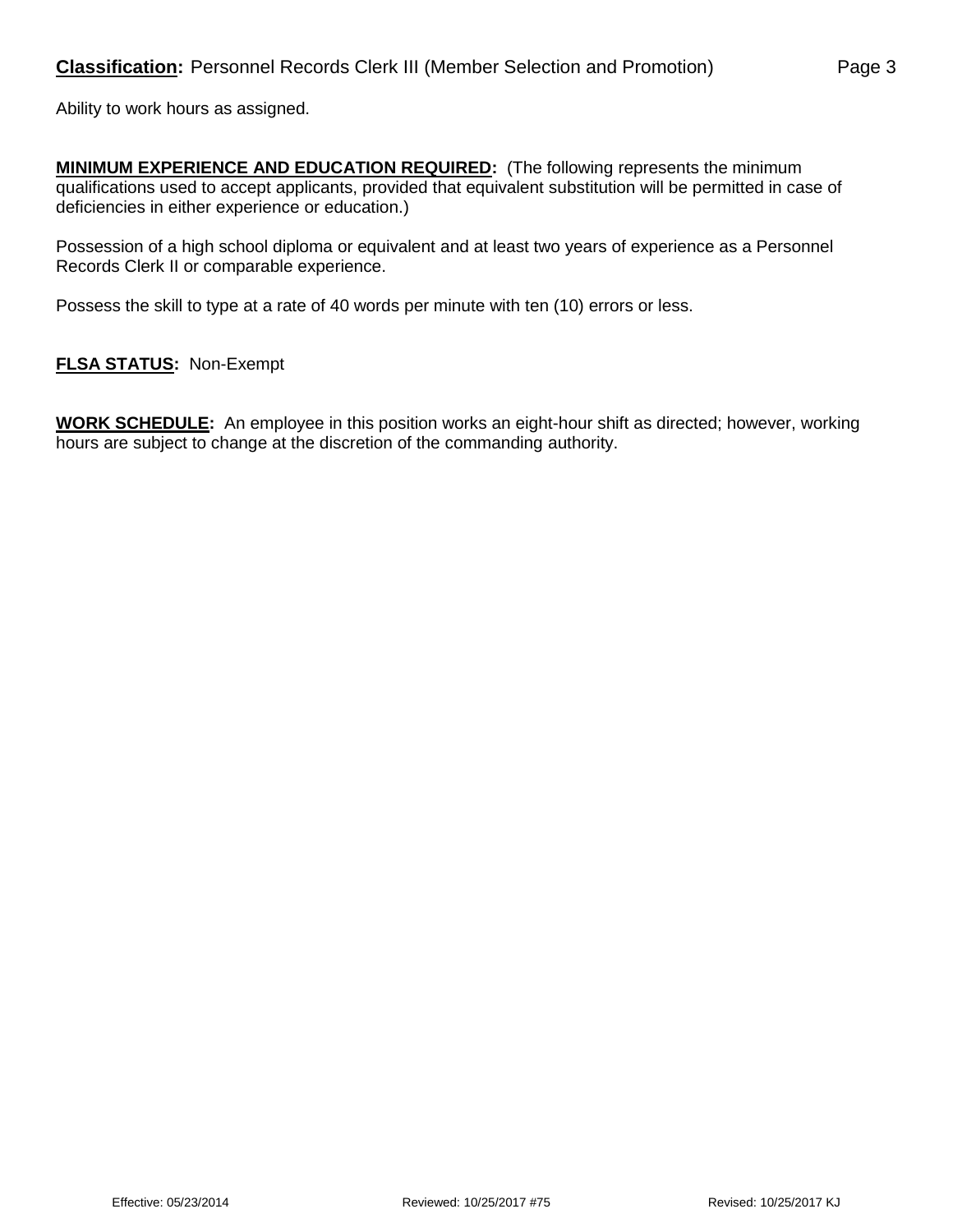Ability to work hours as assigned.

**MINIMUM EXPERIENCE AND EDUCATION REQUIRED:** (The following represents the minimum qualifications used to accept applicants, provided that equivalent substitution will be permitted in case of deficiencies in either experience or education.)

Possession of a high school diploma or equivalent and at least two years of experience as a Personnel Records Clerk II or comparable experience.

Possess the skill to type at a rate of 40 words per minute with ten (10) errors or less.

**FLSA STATUS:** Non-Exempt

**WORK SCHEDULE:** An employee in this position works an eight-hour shift as directed; however, working hours are subject to change at the discretion of the commanding authority.